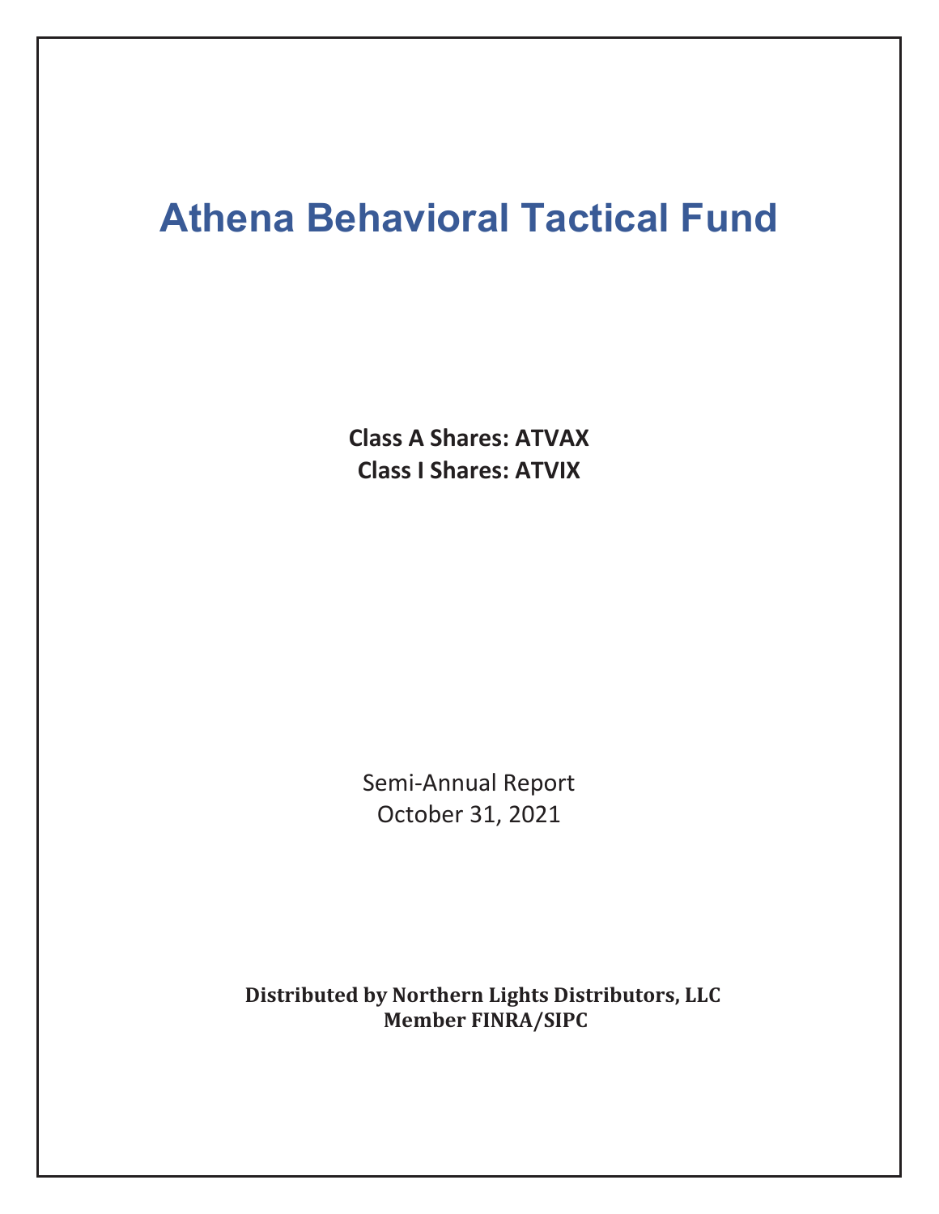# Athena Behavioral Tactical Fund

**Class A Shares: ATVAX**
**Class I Shares: ATVIX**

Semi-Annual Report
October 31, 2021

**Distributed by Northern Lights Distributors, LLC**
**Member FINRA/SIPC**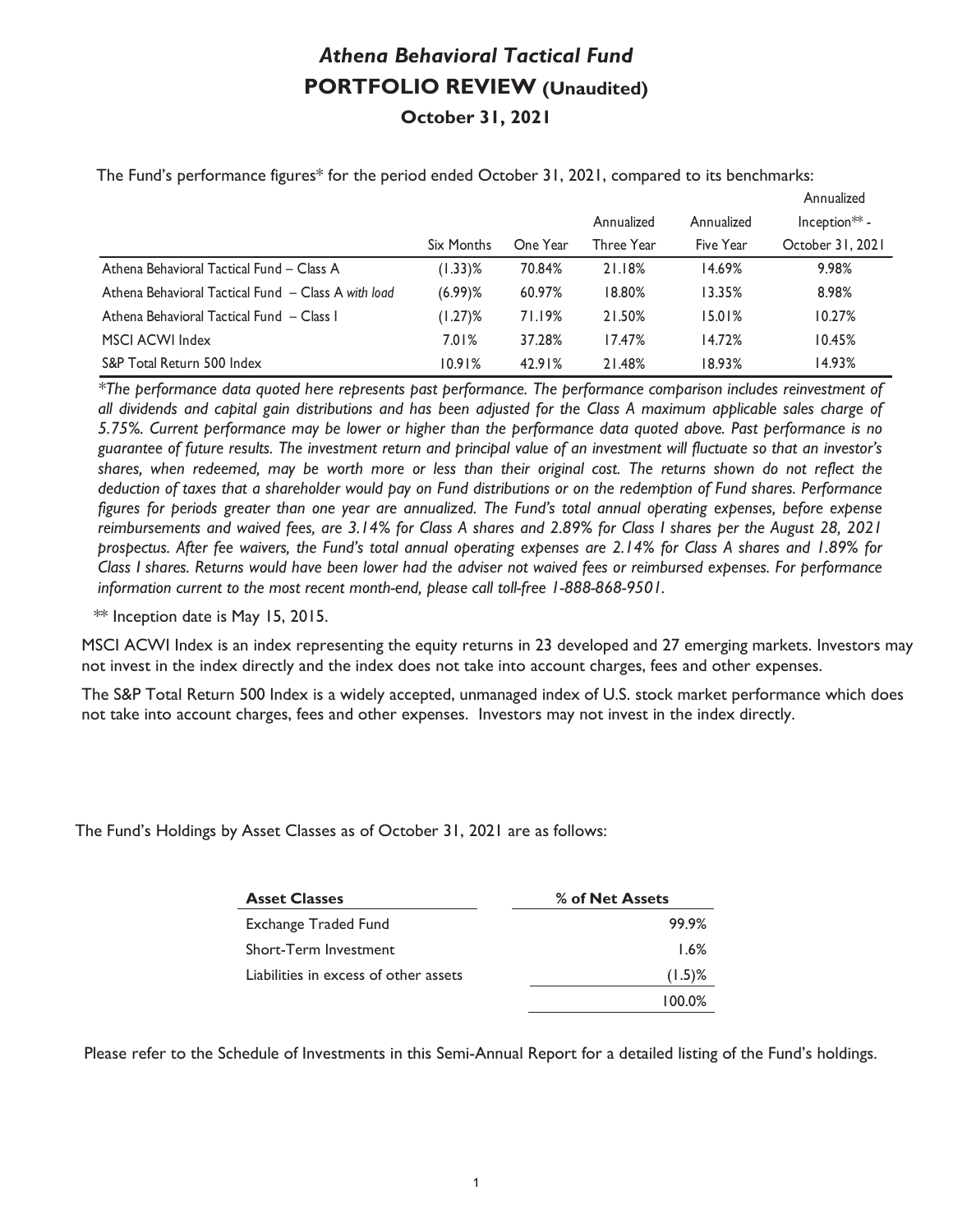# *Athena Behavioral Tactical Fund*

## PORTFOLIO REVIEW (Unaudited)

### October 31, 2021

The Fund's performance figures* for the period ended October 31, 2021, compared to its benchmarks:

| | Six Months | One Year | Annualized Three Year | Annualized Five Year | Annualized Inception** - October 31, 2021 |
|---|---|---|---|---|---|
| Athena Behavioral Tactical Fund – Class A | (1.33)% | 70.84% | 21.18% | 14.69% | 9.98% |
| Athena Behavioral Tactical Fund – Class A *with load* | (6.99)% | 60.97% | 18.80% | 13.35% | 8.98% |
| Athena Behavioral Tactical Fund – Class I | (1.27)% | 71.19% | 21.50% | 15.01% | 10.27% |
| MSCI ACWI Index | 7.01% | 37.28% | 17.47% | 14.72% | 10.45% |
| S&P Total Return 500 Index | 10.91% | 42.91% | 21.48% | 18.93% | 14.93% |

*\*The performance data quoted here represents past performance. The performance comparison includes reinvestment of all dividends and capital gain distributions and has been adjusted for the Class A maximum applicable sales charge of 5.75%. Current performance may be lower or higher than the performance data quoted above. Past performance is no guarantee of future results. The investment return and principal value of an investment will fluctuate so that an investor's shares, when redeemed, may be worth more or less than their original cost. The returns shown do not reflect the deduction of taxes that a shareholder would pay on Fund distributions or on the redemption of Fund shares. Performance figures for periods greater than one year are annualized. The Fund's total annual operating expenses, before expense reimbursements and waived fees, are 3.14% for Class A shares and 2.89% for Class I shares per the August 28, 2021 prospectus. After fee waivers, the Fund's total annual operating expenses are 2.14% for Class A shares and 1.89% for Class I shares. Returns would have been lower had the adviser not waived fees or reimbursed expenses. For performance information current to the most recent month-end, please call toll-free 1-888-868-9501.*

** Inception date is May 15, 2015.

MSCI ACWI Index is an index representing the equity returns in 23 developed and 27 emerging markets. Investors may not invest in the index directly and the index does not take into account charges, fees and other expenses.

The S&P Total Return 500 Index is a widely accepted, unmanaged index of U.S. stock market performance which does not take into account charges, fees and other expenses. Investors may not invest in the index directly.

The Fund's Holdings by Asset Classes as of October 31, 2021 are as follows:

| **Asset Classes** | **% of Net Assets** |
|---|---|
| Exchange Traded Fund | 99.9% |
| Short-Term Investment | 1.6% |
| Liabilities in excess of other assets | (1.5)% |
| | 100.0% |

Please refer to the Schedule of Investments in this Semi-Annual Report for a detailed listing of the Fund's holdings.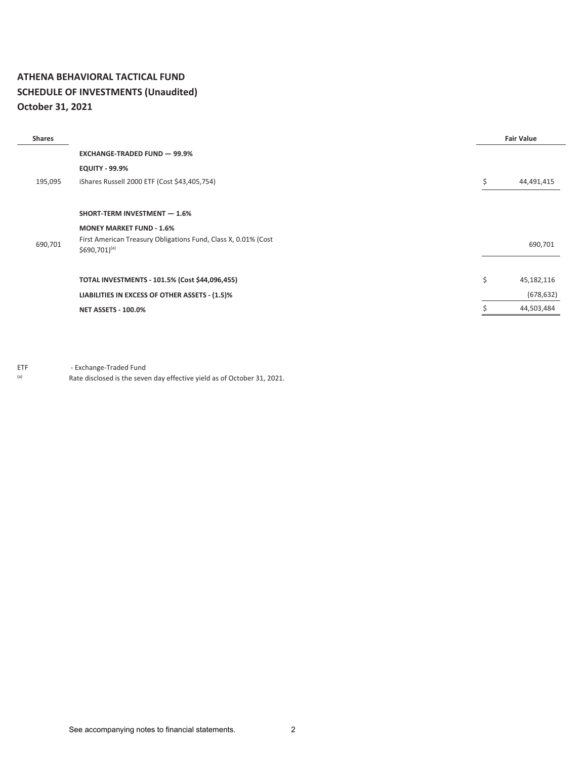# ATHENA BEHAVIORAL TACTICAL FUND
## SCHEDULE OF INVESTMENTS (Unaudited)
## October 31, 2021

| Shares | | | Fair Value |
|---|---|---|---|
| | **EXCHANGE-TRADED FUND — 99.9%** | | |
| | **EQUITY - 99.9%** | | |
| 195,095 | iShares Russell 2000 ETF (Cost $43,405,754) | $ | 44,491,415 |
| | | | |
| | **SHORT-TERM INVESTMENT — 1.6%** | | |
| | **MONEY MARKET FUND - 1.6%** | | |
| 690,701 | First American Treasury Obligations Fund, Class X, 0.01% (Cost $690,701)[(a)] | | 690,701 |
| | | | |
| | **TOTAL INVESTMENTS - 101.5% (Cost $44,096,455)** | $ | 45,182,116 |
| | **LIABILITIES IN EXCESS OF OTHER ASSETS - (1.5)%** | | (678,632) |
| | **NET ASSETS - 100.0%** | $ | 44,503,484 |

ETF - Exchange-Traded Fund

(a) Rate disclosed is the seven day effective yield as of October 31, 2021.

See accompanying notes to financial statements.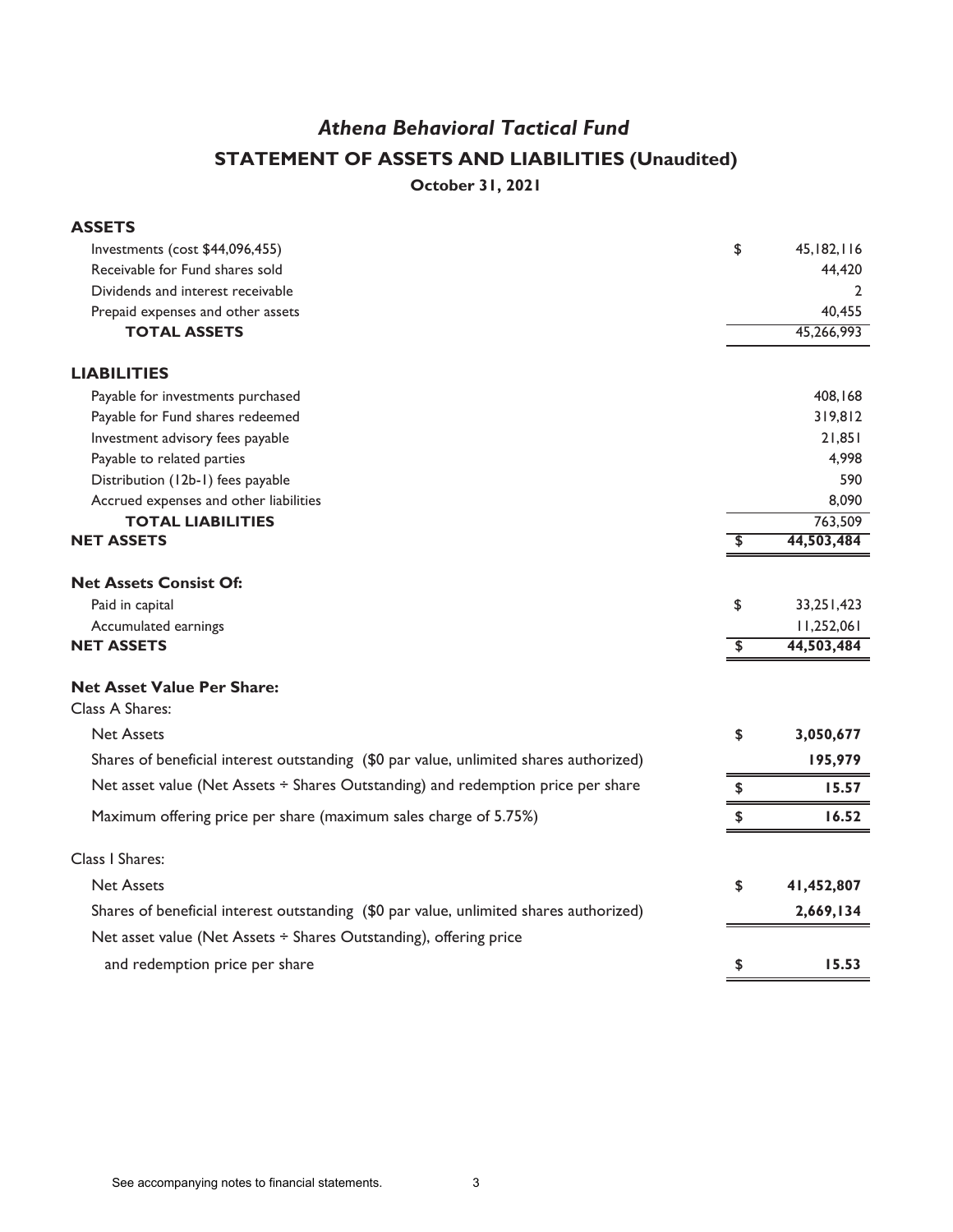## *Athena Behavioral Tactical Fund*

## STATEMENT OF ASSETS AND LIABILITIES (Unaudited)

**October 31, 2021**

| | | |
|---|---|---|
| **ASSETS** | | |
| Investments (cost $44,096,455) | $ | 45,182,116 |
| Receivable for Fund shares sold | | 44,420 |
| Dividends and interest receivable | | 2 |
| Prepaid expenses and other assets | | 40,455 |
| **TOTAL ASSETS** | | 45,266,993 |
| | | |
| **LIABILITIES** | | |
| Payable for investments purchased | | 408,168 |
| Payable for Fund shares redeemed | | 319,812 |
| Investment advisory fees payable | | 21,851 |
| Payable to related parties | | 4,998 |
| Distribution (12b-1) fees payable | | 590 |
| Accrued expenses and other liabilities | | 8,090 |
| **TOTAL LIABILITIES** | | 763,509 |
| **NET ASSETS** | $ | **44,503,484** |
| | | |
| **Net Assets Consist Of:** | | |
| Paid in capital | $ | 33,251,423 |
| Accumulated earnings | | 11,252,061 |
| **NET ASSETS** | $ | **44,503,484** |
| | | |
| **Net Asset Value Per Share:** | | |
| Class A Shares: | | |
| Net Assets | $ | **3,050,677** |
| Shares of beneficial interest outstanding ($0 par value, unlimited shares authorized) | | **195,979** |
| Net asset value (Net Assets ÷ Shares Outstanding) and redemption price per share | $ | **15.57** |
| Maximum offering price per share (maximum sales charge of 5.75%) | $ | **16.52** |
| | | |
| Class I Shares: | | |
| Net Assets | $ | **41,452,807** |
| Shares of beneficial interest outstanding ($0 par value, unlimited shares authorized) | | **2,669,134** |
| Net asset value (Net Assets ÷ Shares Outstanding), offering price and redemption price per share | $ | **15.53** |

See accompanying notes to financial statements.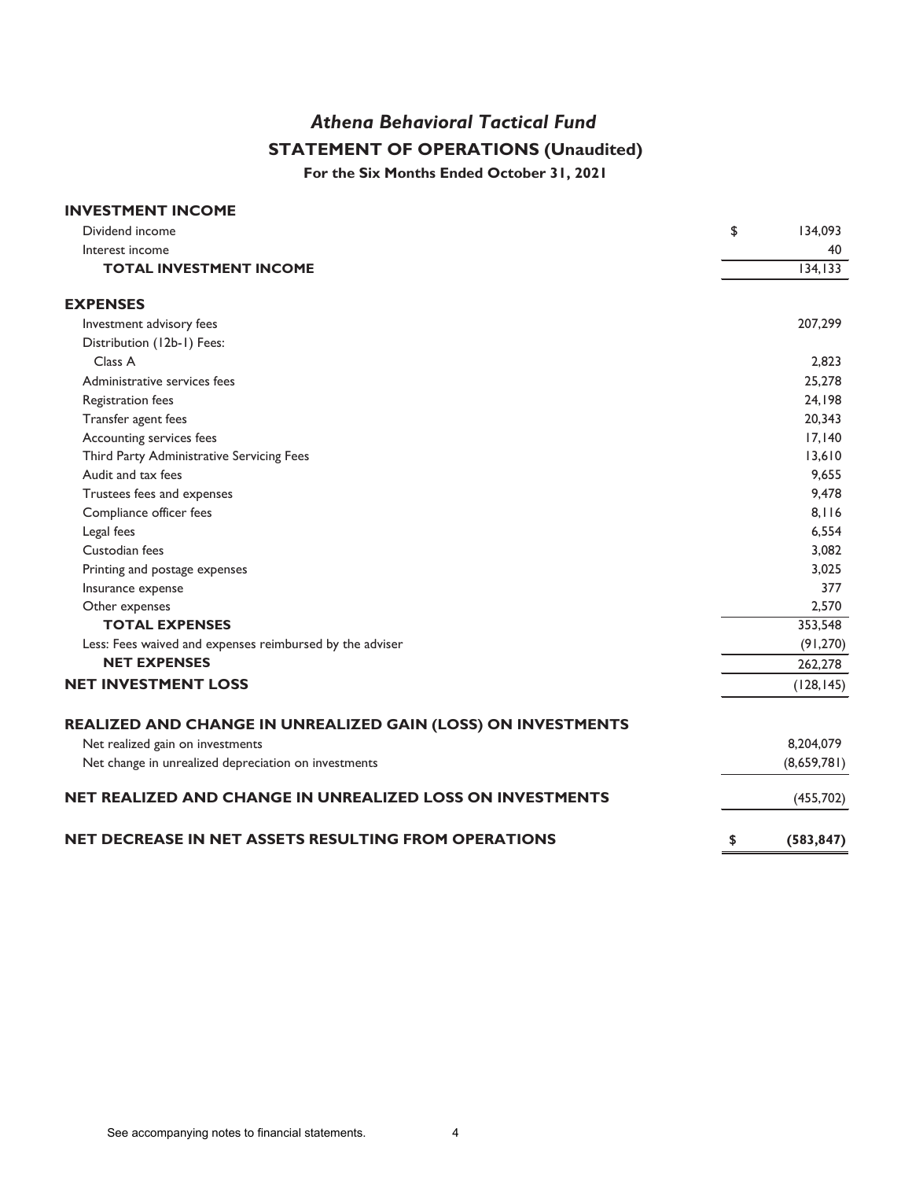# *Athena Behavioral Tactical Fund*

## STATEMENT OF OPERATIONS (Unaudited)

### For the Six Months Ended October 31, 2021

| | |
|---|---|
| **INVESTMENT INCOME** | |
| Dividend income | $ 134,093 |
| Interest income | 40 |
| **TOTAL INVESTMENT INCOME** | 134,133 |
| | |
| **EXPENSES** | |
| Investment advisory fees | 207,299 |
| Distribution (12b-1) Fees: | |
| Class A | 2,823 |
| Administrative services fees | 25,278 |
| Registration fees | 24,198 |
| Transfer agent fees | 20,343 |
| Accounting services fees | 17,140 |
| Third Party Administrative Servicing Fees | 13,610 |
| Audit and tax fees | 9,655 |
| Trustees fees and expenses | 9,478 |
| Compliance officer fees | 8,116 |
| Legal fees | 6,554 |
| Custodian fees | 3,082 |
| Printing and postage expenses | 3,025 |
| Insurance expense | 377 |
| Other expenses | 2,570 |
| **TOTAL EXPENSES** | 353,548 |
| Less: Fees waived and expenses reimbursed by the adviser | (91,270) |
| **NET EXPENSES** | 262,278 |
| **NET INVESTMENT LOSS** | (128,145) |
| | |
| **REALIZED AND CHANGE IN UNREALIZED GAIN (LOSS) ON INVESTMENTS** | |
| Net realized gain on investments | 8,204,079 |
| Net change in unrealized depreciation on investments | (8,659,781) |
| | |
| **NET REALIZED AND CHANGE IN UNREALIZED LOSS ON INVESTMENTS** | (455,702) |
| | |
| **NET DECREASE IN NET ASSETS RESULTING FROM OPERATIONS** | **$ (583,847)** |

See accompanying notes to financial statements.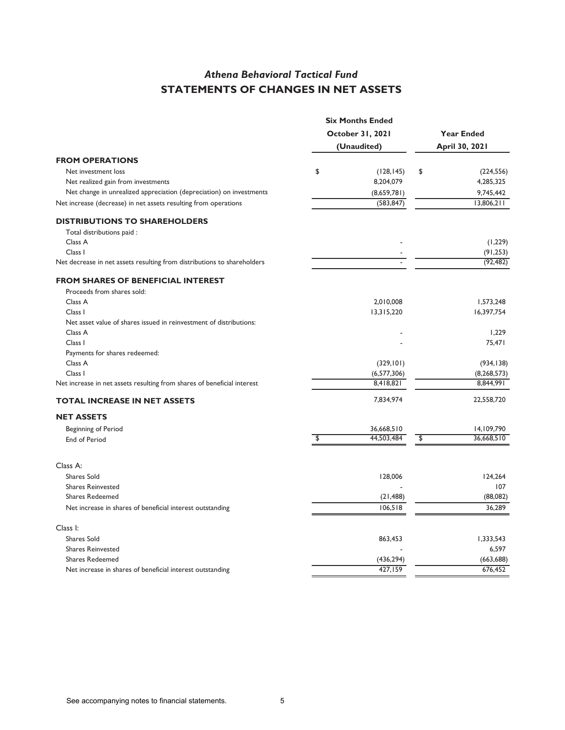# *Athena Behavioral Tactical Fund*

## STATEMENTS OF CHANGES IN NET ASSETS

| | Six Months Ended October 31, 2021 (Unaudited) | Year Ended April 30, 2021 |
|---|---|---|
| **FROM OPERATIONS** | | |
| Net investment loss | $ (128,145) | $ (224,556) |
| Net realized gain from investments | 8,204,079 | 4,285,325 |
| Net change in unrealized appreciation (depreciation) on investments | (8,659,781) | 9,745,442 |
| Net increase (decrease) in net assets resulting from operations | (583,847) | 13,806,211 |
| **DISTRIBUTIONS TO SHAREHOLDERS** | | |
| Total distributions paid : | | |
| Class A | - | (1,229) |
| Class I | - | (91,253) |
| Net decrease in net assets resulting from distributions to shareholders | - | (92,482) |
| **FROM SHARES OF BENEFICIAL INTEREST** | | |
| Proceeds from shares sold: | | |
| Class A | 2,010,008 | 1,573,248 |
| Class I | 13,315,220 | 16,397,754 |
| Net asset value of shares issued in reinvestment of distributions: | | |
| Class A | - | 1,229 |
| Class I | - | 75,471 |
| Payments for shares redeemed: | | |
| Class A | (329,101) | (934,138) |
| Class I | (6,577,306) | (8,268,573) |
| Net increase in net assets resulting from shares of beneficial interest | 8,418,821 | 8,844,991 |
| **TOTAL INCREASE IN NET ASSETS** | 7,834,974 | 22,558,720 |
| **NET ASSETS** | | |
| Beginning of Period | 36,668,510 | 14,109,790 |
| End of Period | $ 44,503,484 | $ 36,668,510 |
| Class A: | | |
| Shares Sold | 128,006 | 124,264 |
| Shares Reinvested | - | 107 |
| Shares Redeemed | (21,488) | (88,082) |
| Net increase in shares of beneficial interest outstanding | 106,518 | 36,289 |
| Class I: | | |
| Shares Sold | 863,453 | 1,333,543 |
| Shares Reinvested | - | 6,597 |
| Shares Redeemed | (436,294) | (663,688) |
| Net increase in shares of beneficial interest outstanding | 427,159 | 676,452 |

See accompanying notes to financial statements.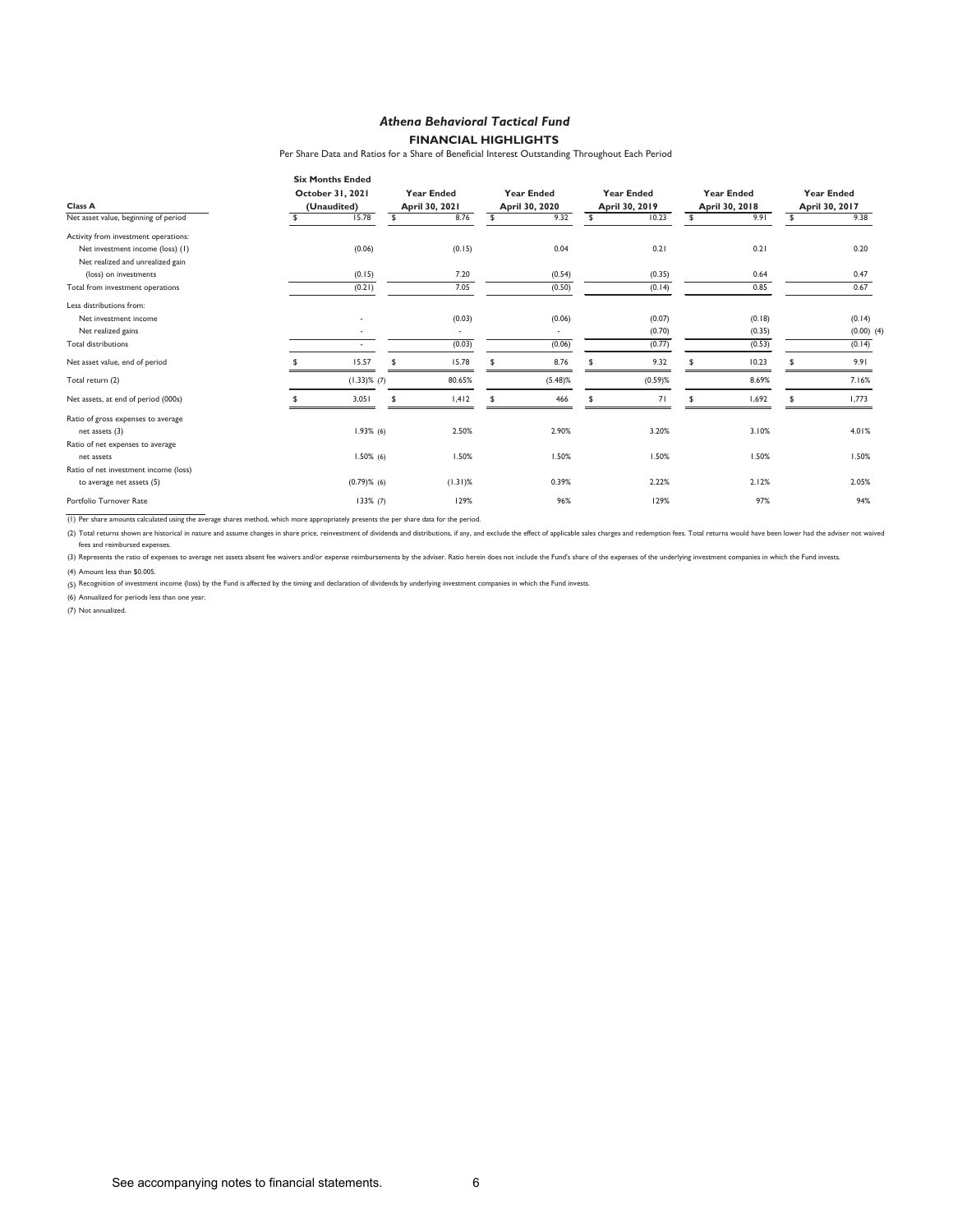# *Athena Behavioral Tactical Fund*

## FINANCIAL HIGHLIGHTS

Per Share Data and Ratios for a Share of Beneficial Interest Outstanding Throughout Each Period

| Class A | Six Months Ended October 31, 2021 (Unaudited) | Year Ended April 30, 2021 | Year Ended April 30, 2020 | Year Ended April 30, 2019 | Year Ended April 30, 2018 | Year Ended April 30, 2017 |
|---|---|---|---|---|---|---|
| Net asset value, beginning of period | $ 15.78 | $ 8.76 | $ 9.32 | $ 10.23 | $ 9.91 | $ 9.38 |
| Activity from investment operations: | | | | | | |
| Net investment income (loss) (1) | (0.06) | (0.15) | 0.04 | 0.21 | 0.21 | 0.20 |
| Net realized and unrealized gain (loss) on investments | (0.15) | 7.20 | (0.54) | (0.35) | 0.64 | 0.47 |
| Total from investment operations | (0.21) | 7.05 | (0.50) | (0.14) | 0.85 | 0.67 |
| Less distributions from: | | | | | | |
| Net investment income | - | (0.03) | (0.06) | (0.07) | (0.18) | (0.14) |
| Net realized gains | - | - | - | (0.70) | (0.35) | (0.00) (4) |
| Total distributions | - | (0.03) | (0.06) | (0.77) | (0.53) | (0.14) |
| Net asset value, end of period | $ 15.57 | $ 15.78 | $ 8.76 | $ 9.32 | $ 10.23 | $ 9.91 |
| Total return (2) | (1.33)% (7) | 80.65% | (5.48)% | (0.59)% | 8.69% | 7.16% |
| Net assets, at end of period (000s) | $ 3,051 | $ 1,412 | $ 466 | $ 71 | $ 1,692 | $ 1,773 |
| Ratio of gross expenses to average net assets (3) | 1.93% (6) | 2.50% | 2.90% | 3.20% | 3.10% | 4.01% |
| Ratio of net expenses to average net assets | 1.50% (6) | 1.50% | 1.50% | 1.50% | 1.50% | 1.50% |
| Ratio of net investment income (loss) to average net assets (5) | (0.79)% (6) | (1.31)% | 0.39% | 2.22% | 2.12% | 2.05% |
| Portfolio Turnover Rate | 133% (7) | 129% | 96% | 129% | 97% | 94% |

(1) Per share amounts calculated using the average shares method, which more appropriately presents the per share data for the period.

(2) Total returns shown are historical in nature and assume changes in share price, reinvestment of dividends and distributions, if any, and exclude the effect of applicable sales charges and redemption fees. Total returns would have been lower had the adviser not waived fees and reimbursed expenses.

(3) Represents the ratio of expenses to average net assets absent fee waivers and/or expense reimbursements by the adviser. Ratio herein does not include the Fund's share of the expenses of the underlying investment companies in which the Fund invests.

(4) Amount less than $0.005.

(5) Recognition of investment income (loss) by the Fund is affected by the timing and declaration of dividends by underlying investment companies in which the Fund invests.

(6) Annualized for periods less than one year.

(7) Not annualized.

See accompanying notes to financial statements.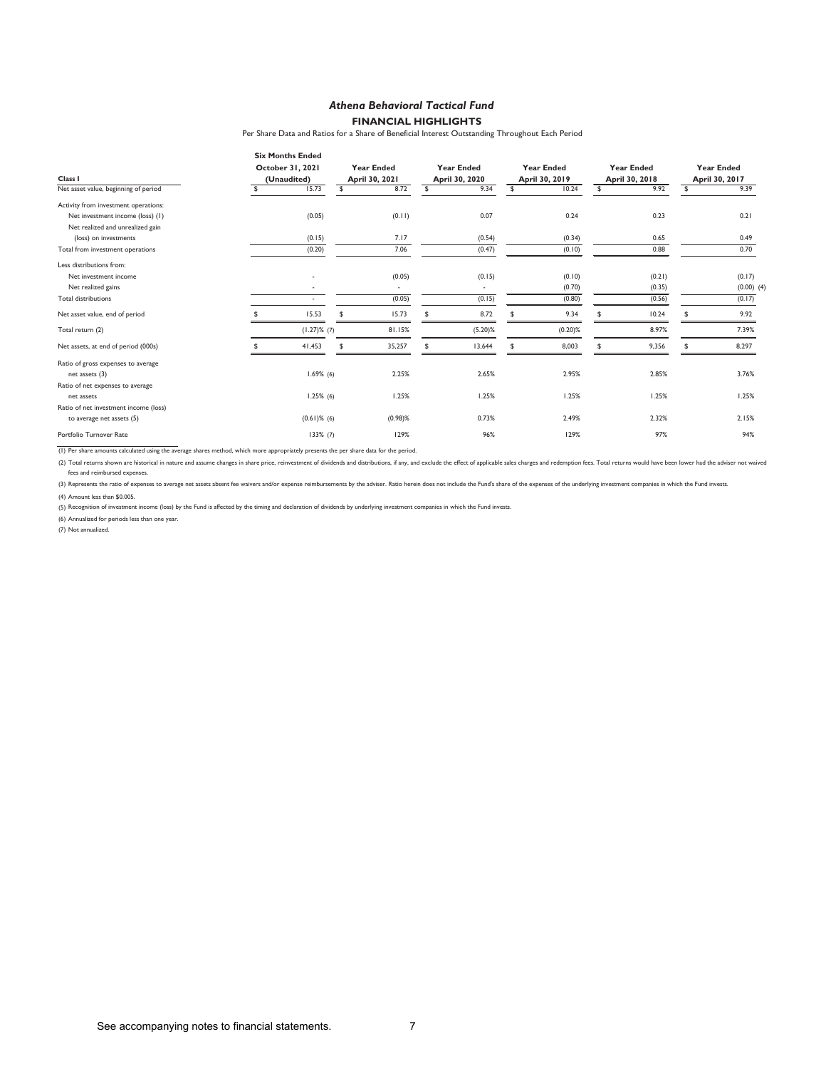# *Athena Behavioral Tactical Fund*

## FINANCIAL HIGHLIGHTS

Per Share Data and Ratios for a Share of Beneficial Interest Outstanding Throughout Each Period

| Class I | Six Months Ended October 31, 2021 (Unaudited) | Year Ended April 30, 2021 | Year Ended April 30, 2020 | Year Ended April 30, 2019 | Year Ended April 30, 2018 | Year Ended April 30, 2017 |
|---|---|---|---|---|---|---|
| Net asset value, beginning of period | $ 15.73 | $ 8.72 | $ 9.34 | $ 10.24 | $ 9.92 | $ 9.39 |
| Activity from investment operations: | | | | | | |
| Net investment income (loss) (1) | (0.05) | (0.11) | 0.07 | 0.24 | 0.23 | 0.21 |
| Net realized and unrealized gain (loss) on investments | (0.15) | 7.17 | (0.54) | (0.34) | 0.65 | 0.49 |
| Total from investment operations | (0.20) | 7.06 | (0.47) | (0.10) | 0.88 | 0.70 |
| Less distributions from: | | | | | | |
| Net investment income | - | (0.05) | (0.15) | (0.10) | (0.21) | (0.17) |
| Net realized gains | - | - | - | (0.70) | (0.35) | (0.00) (4) |
| Total distributions | - | (0.05) | (0.15) | (0.80) | (0.56) | (0.17) |
| Net asset value, end of period | $ 15.53 | $ 15.73 | $ 8.72 | $ 9.34 | $ 10.24 | $ 9.92 |
| Total return (2) | (1.27)% (7) | 81.15% | (5.20)% | (0.20)% | 8.97% | 7.39% |
| Net assets, at end of period (000s) | $ 41,453 | $ 35,257 | $ 13,644 | $ 8,003 | $ 9,356 | $ 8,297 |
| Ratio of gross expenses to average net assets (3) | 1.69% (6) | 2.25% | 2.65% | 2.95% | 2.85% | 3.76% |
| Ratio of net expenses to average net assets | 1.25% (6) | 1.25% | 1.25% | 1.25% | 1.25% | 1.25% |
| Ratio of net investment income (loss) to average net assets (5) | (0.61)% (6) | (0.98)% | 0.73% | 2.49% | 2.32% | 2.15% |
| Portfolio Turnover Rate | 133% (7) | 129% | 96% | 129% | 97% | 94% |

(1) Per share amounts calculated using the average shares method, which more appropriately presents the per share data for the period.

(2) Total returns shown are historical in nature and assume changes in share price, reinvestment of dividends and distributions, if any, and exclude the effect of applicable sales charges and redemption fees. Total returns would have been lower had the adviser not waived fees and reimbursed expenses.

(3) Represents the ratio of expenses to average net assets absent fee waivers and/or expense reimbursements by the adviser. Ratio herein does not include the Fund's share of the expenses of the underlying investment companies in which the Fund invests.

(4) Amount less than $0.005.

(5) Recognition of investment income (loss) by the Fund is affected by the timing and declaration of dividends by underlying investment companies in which the Fund invests.

(6) Annualized for periods less than one year.

(7) Not annualized.

See accompanying notes to financial statements.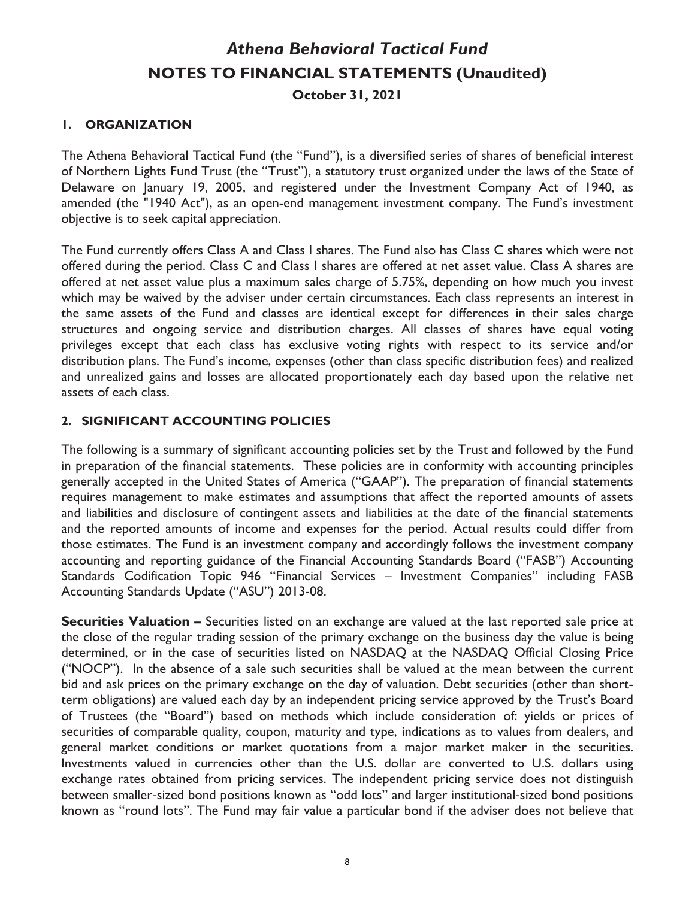# *Athena Behavioral Tactical Fund*

## NOTES TO FINANCIAL STATEMENTS (Unaudited)

**October 31, 2021**

### 1. ORGANIZATION

The Athena Behavioral Tactical Fund (the "Fund"), is a diversified series of shares of beneficial interest of Northern Lights Fund Trust (the "Trust"), a statutory trust organized under the laws of the State of Delaware on January 19, 2005, and registered under the Investment Company Act of 1940, as amended (the "1940 Act"), as an open-end management investment company. The Fund's investment objective is to seek capital appreciation.

The Fund currently offers Class A and Class I shares. The Fund also has Class C shares which were not offered during the period. Class C and Class I shares are offered at net asset value. Class A shares are offered at net asset value plus a maximum sales charge of 5.75%, depending on how much you invest which may be waived by the adviser under certain circumstances. Each class represents an interest in the same assets of the Fund and classes are identical except for differences in their sales charge structures and ongoing service and distribution charges. All classes of shares have equal voting privileges except that each class has exclusive voting rights with respect to its service and/or distribution plans. The Fund's income, expenses (other than class specific distribution fees) and realized and unrealized gains and losses are allocated proportionately each day based upon the relative net assets of each class.

### 2. SIGNIFICANT ACCOUNTING POLICIES

The following is a summary of significant accounting policies set by the Trust and followed by the Fund in preparation of the financial statements. These policies are in conformity with accounting principles generally accepted in the United States of America ("GAAP"). The preparation of financial statements requires management to make estimates and assumptions that affect the reported amounts of assets and liabilities and disclosure of contingent assets and liabilities at the date of the financial statements and the reported amounts of income and expenses for the period. Actual results could differ from those estimates. The Fund is an investment company and accordingly follows the investment company accounting and reporting guidance of the Financial Accounting Standards Board ("FASB") Accounting Standards Codification Topic 946 "Financial Services – Investment Companies" including FASB Accounting Standards Update ("ASU") 2013-08.

**Securities Valuation –** Securities listed on an exchange are valued at the last reported sale price at the close of the regular trading session of the primary exchange on the business day the value is being determined, or in the case of securities listed on NASDAQ at the NASDAQ Official Closing Price ("NOCP"). In the absence of a sale such securities shall be valued at the mean between the current bid and ask prices on the primary exchange on the day of valuation. Debt securities (other than short-term obligations) are valued each day by an independent pricing service approved by the Trust's Board of Trustees (the "Board") based on methods which include consideration of: yields or prices of securities of comparable quality, coupon, maturity and type, indications as to values from dealers, and general market conditions or market quotations from a major market maker in the securities. Investments valued in currencies other than the U.S. dollar are converted to U.S. dollars using exchange rates obtained from pricing services. The independent pricing service does not distinguish between smaller-sized bond positions known as "odd lots" and larger institutional-sized bond positions known as "round lots". The Fund may fair value a particular bond if the adviser does not believe that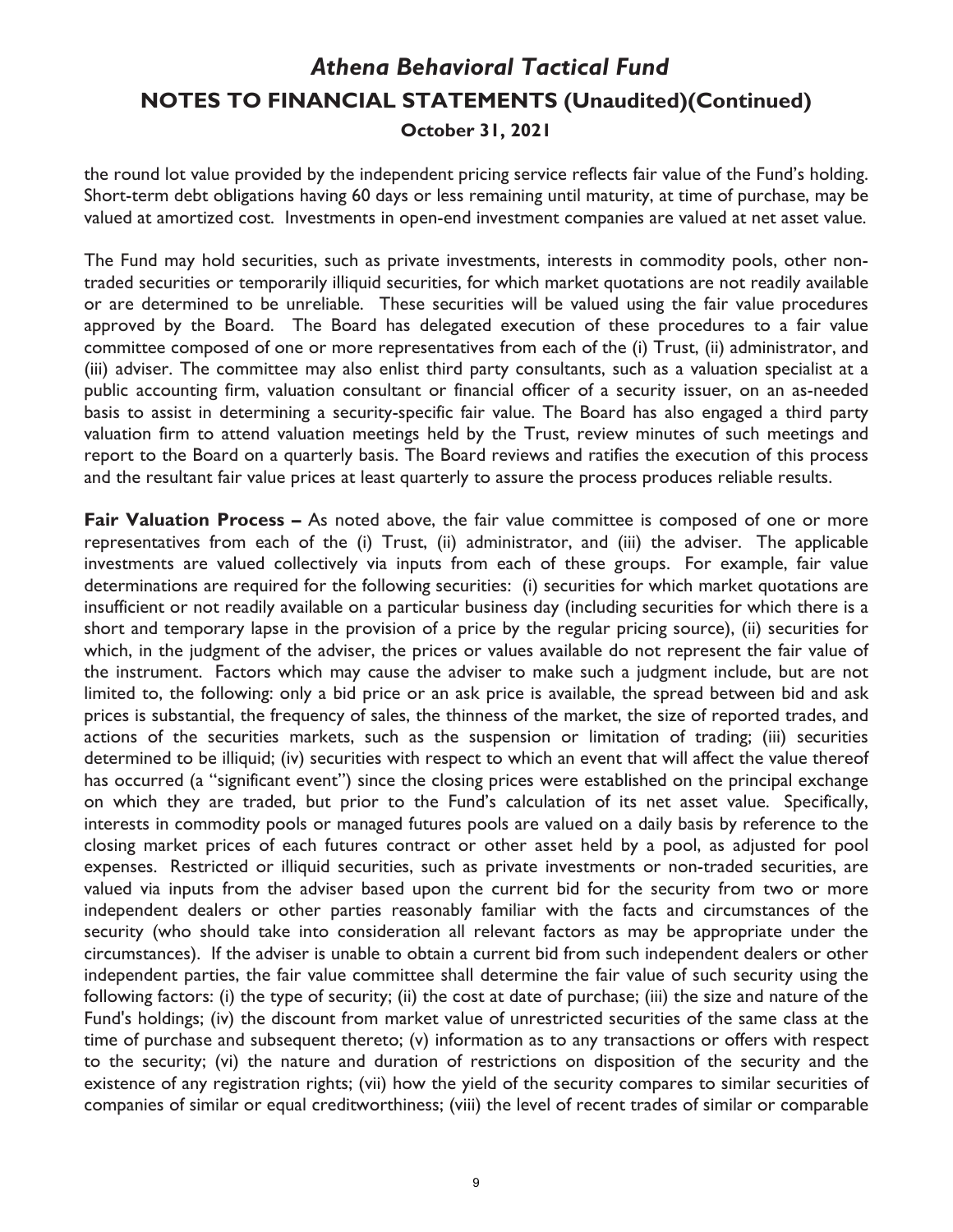the round lot value provided by the independent pricing service reflects fair value of the Fund's holding. Short-term debt obligations having 60 days or less remaining until maturity, at time of purchase, may be valued at amortized cost. Investments in open-end investment companies are valued at net asset value.

The Fund may hold securities, such as private investments, interests in commodity pools, other non-traded securities or temporarily illiquid securities, for which market quotations are not readily available or are determined to be unreliable. These securities will be valued using the fair value procedures approved by the Board. The Board has delegated execution of these procedures to a fair value committee composed of one or more representatives from each of the (i) Trust, (ii) administrator, and (iii) adviser. The committee may also enlist third party consultants, such as a valuation specialist at a public accounting firm, valuation consultant or financial officer of a security issuer, on an as-needed basis to assist in determining a security-specific fair value. The Board has also engaged a third party valuation firm to attend valuation meetings held by the Trust, review minutes of such meetings and report to the Board on a quarterly basis. The Board reviews and ratifies the execution of this process and the resultant fair value prices at least quarterly to assure the process produces reliable results.

**Fair Valuation Process –** As noted above, the fair value committee is composed of one or more representatives from each of the (i) Trust, (ii) administrator, and (iii) the adviser. The applicable investments are valued collectively via inputs from each of these groups. For example, fair value determinations are required for the following securities: (i) securities for which market quotations are insufficient or not readily available on a particular business day (including securities for which there is a short and temporary lapse in the provision of a price by the regular pricing source), (ii) securities for which, in the judgment of the adviser, the prices or values available do not represent the fair value of the instrument. Factors which may cause the adviser to make such a judgment include, but are not limited to, the following: only a bid price or an ask price is available, the spread between bid and ask prices is substantial, the frequency of sales, the thinness of the market, the size of reported trades, and actions of the securities markets, such as the suspension or limitation of trading; (iii) securities determined to be illiquid; (iv) securities with respect to which an event that will affect the value thereof has occurred (a "significant event") since the closing prices were established on the principal exchange on which they are traded, but prior to the Fund's calculation of its net asset value. Specifically, interests in commodity pools or managed futures pools are valued on a daily basis by reference to the closing market prices of each futures contract or other asset held by a pool, as adjusted for pool expenses. Restricted or illiquid securities, such as private investments or non-traded securities, are valued via inputs from the adviser based upon the current bid for the security from two or more independent dealers or other parties reasonably familiar with the facts and circumstances of the security (who should take into consideration all relevant factors as may be appropriate under the circumstances). If the adviser is unable to obtain a current bid from such independent dealers or other independent parties, the fair value committee shall determine the fair value of such security using the following factors: (i) the type of security; (ii) the cost at date of purchase; (iii) the size and nature of the Fund's holdings; (iv) the discount from market value of unrestricted securities of the same class at the time of purchase and subsequent thereto; (v) information as to any transactions or offers with respect to the security; (vi) the nature and duration of restrictions on disposition of the security and the existence of any registration rights; (vii) how the yield of the security compares to similar securities of companies of similar or equal creditworthiness; (viii) the level of recent trades of similar or comparable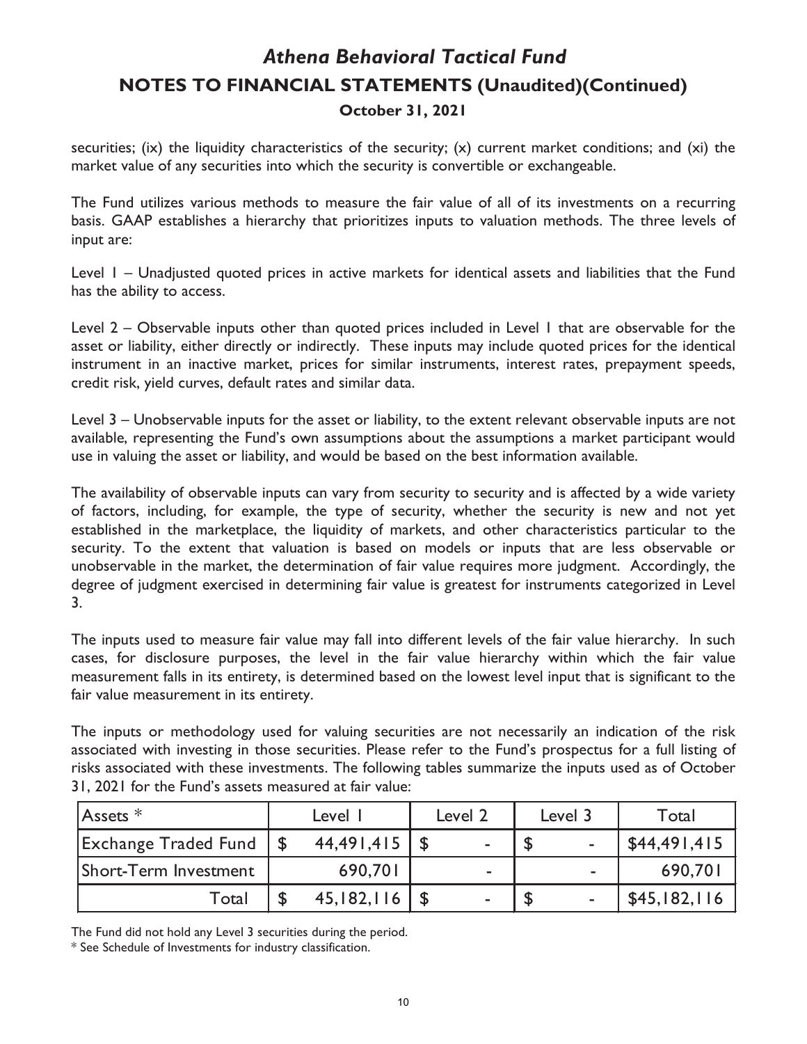securities; (ix) the liquidity characteristics of the security; (x) current market conditions; and (xi) the market value of any securities into which the security is convertible or exchangeable.

The Fund utilizes various methods to measure the fair value of all of its investments on a recurring basis. GAAP establishes a hierarchy that prioritizes inputs to valuation methods. The three levels of input are:

Level 1 – Unadjusted quoted prices in active markets for identical assets and liabilities that the Fund has the ability to access.

Level 2 – Observable inputs other than quoted prices included in Level 1 that are observable for the asset or liability, either directly or indirectly. These inputs may include quoted prices for the identical instrument in an inactive market, prices for similar instruments, interest rates, prepayment speeds, credit risk, yield curves, default rates and similar data.

Level 3 – Unobservable inputs for the asset or liability, to the extent relevant observable inputs are not available, representing the Fund's own assumptions about the assumptions a market participant would use in valuing the asset or liability, and would be based on the best information available.

The availability of observable inputs can vary from security to security and is affected by a wide variety of factors, including, for example, the type of security, whether the security is new and not yet established in the marketplace, the liquidity of markets, and other characteristics particular to the security. To the extent that valuation is based on models or inputs that are less observable or unobservable in the market, the determination of fair value requires more judgment. Accordingly, the degree of judgment exercised in determining fair value is greatest for instruments categorized in Level 3.

The inputs used to measure fair value may fall into different levels of the fair value hierarchy. In such cases, for disclosure purposes, the level in the fair value hierarchy within which the fair value measurement falls in its entirety, is determined based on the lowest level input that is significant to the fair value measurement in its entirety.

The inputs or methodology used for valuing securities are not necessarily an indication of the risk associated with investing in those securities. Please refer to the Fund's prospectus for a full listing of risks associated with these investments. The following tables summarize the inputs used as of October 31, 2021 for the Fund's assets measured at fair value:

| Assets * | Level 1 | Level 2 | Level 3 | Total |
|---|---|---|---|---|
| Exchange Traded Fund | $ 44,491,415 | $ - | $ - | $44,491,415 |
| Short-Term Investment | 690,701 | - | - | 690,701 |
| Total | $ 45,182,116 | $ - | $ - | $45,182,116 |

The Fund did not hold any Level 3 securities during the period.

* See Schedule of Investments for industry classification.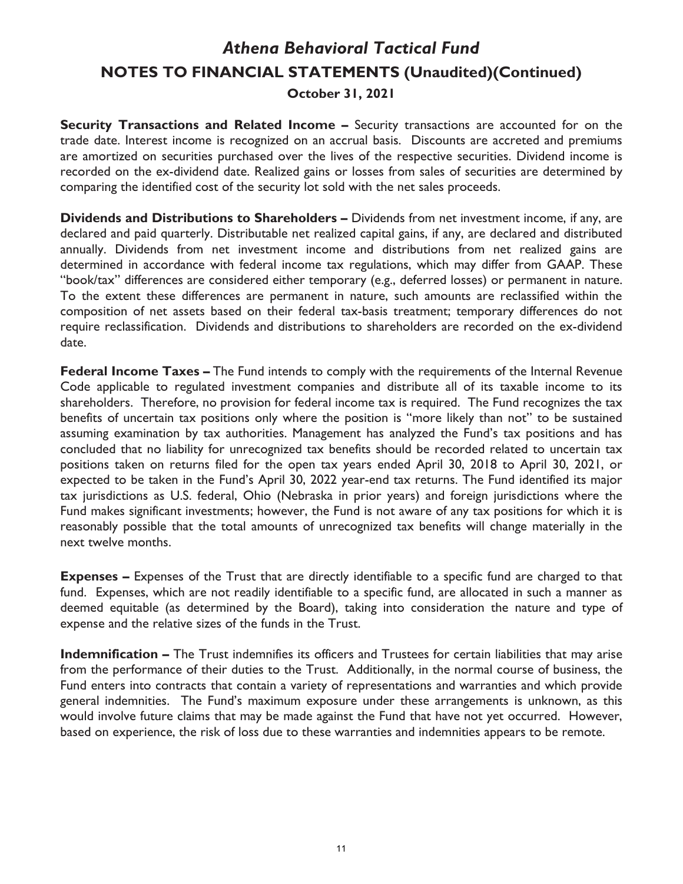# *Athena Behavioral Tactical Fund*

## NOTES TO FINANCIAL STATEMENTS (Unaudited)(Continued)

### October 31, 2021

**Security Transactions and Related Income –** Security transactions are accounted for on the trade date. Interest income is recognized on an accrual basis. Discounts are accreted and premiums are amortized on securities purchased over the lives of the respective securities. Dividend income is recorded on the ex-dividend date. Realized gains or losses from sales of securities are determined by comparing the identified cost of the security lot sold with the net sales proceeds.

**Dividends and Distributions to Shareholders –** Dividends from net investment income, if any, are declared and paid quarterly. Distributable net realized capital gains, if any, are declared and distributed annually. Dividends from net investment income and distributions from net realized gains are determined in accordance with federal income tax regulations, which may differ from GAAP. These "book/tax" differences are considered either temporary (e.g., deferred losses) or permanent in nature. To the extent these differences are permanent in nature, such amounts are reclassified within the composition of net assets based on their federal tax-basis treatment; temporary differences do not require reclassification. Dividends and distributions to shareholders are recorded on the ex-dividend date.

**Federal Income Taxes –** The Fund intends to comply with the requirements of the Internal Revenue Code applicable to regulated investment companies and distribute all of its taxable income to its shareholders. Therefore, no provision for federal income tax is required. The Fund recognizes the tax benefits of uncertain tax positions only where the position is "more likely than not" to be sustained assuming examination by tax authorities. Management has analyzed the Fund's tax positions and has concluded that no liability for unrecognized tax benefits should be recorded related to uncertain tax positions taken on returns filed for the open tax years ended April 30, 2018 to April 30, 2021, or expected to be taken in the Fund's April 30, 2022 year-end tax returns. The Fund identified its major tax jurisdictions as U.S. federal, Ohio (Nebraska in prior years) and foreign jurisdictions where the Fund makes significant investments; however, the Fund is not aware of any tax positions for which it is reasonably possible that the total amounts of unrecognized tax benefits will change materially in the next twelve months.

**Expenses –** Expenses of the Trust that are directly identifiable to a specific fund are charged to that fund. Expenses, which are not readily identifiable to a specific fund, are allocated in such a manner as deemed equitable (as determined by the Board), taking into consideration the nature and type of expense and the relative sizes of the funds in the Trust.

**Indemnification –** The Trust indemnifies its officers and Trustees for certain liabilities that may arise from the performance of their duties to the Trust. Additionally, in the normal course of business, the Fund enters into contracts that contain a variety of representations and warranties and which provide general indemnities. The Fund's maximum exposure under these arrangements is unknown, as this would involve future claims that may be made against the Fund that have not yet occurred. However, based on experience, the risk of loss due to these warranties and indemnities appears to be remote.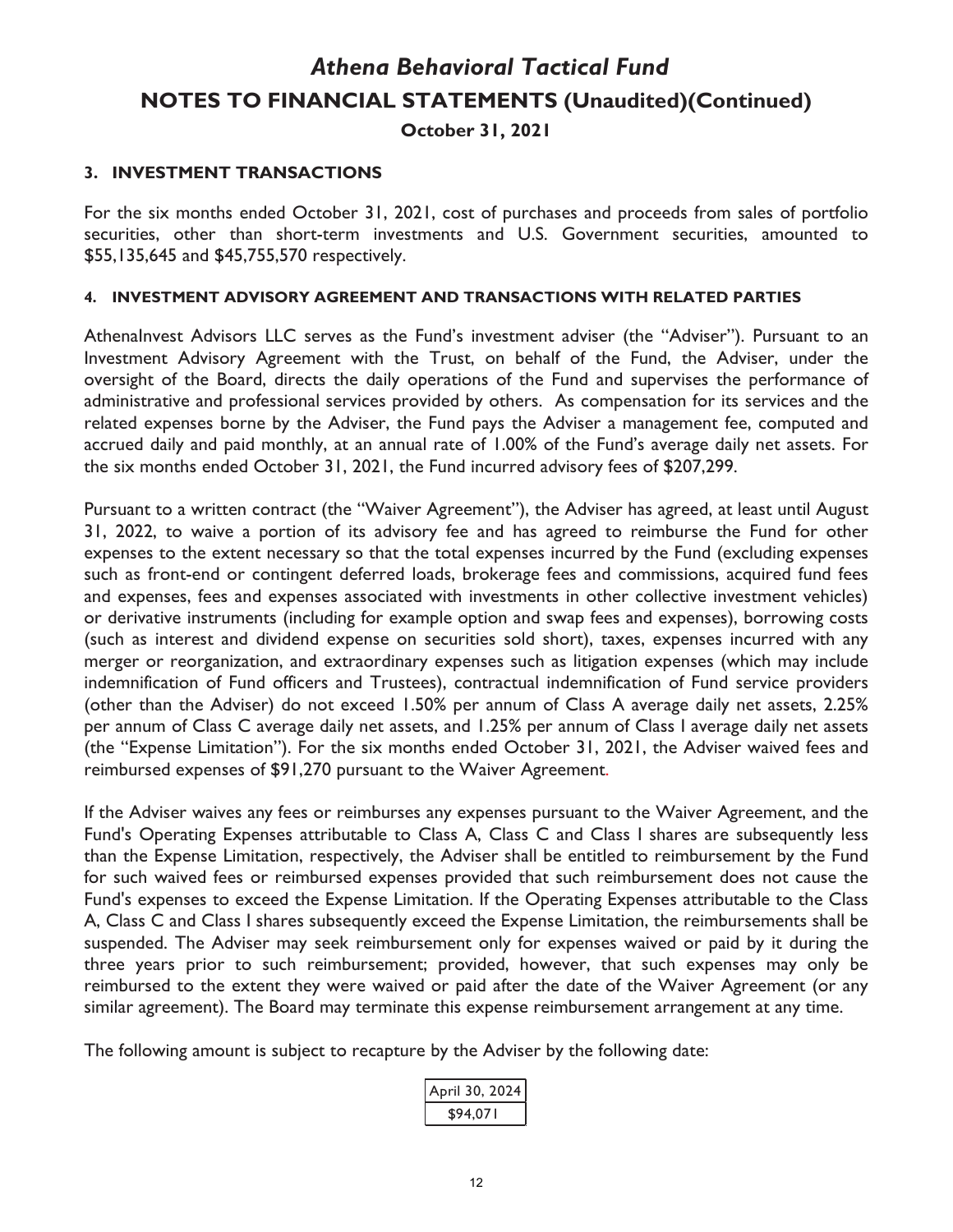# *Athena Behavioral Tactical Fund*

## NOTES TO FINANCIAL STATEMENTS (Unaudited)(Continued)

**October 31, 2021**

### 3. INVESTMENT TRANSACTIONS

For the six months ended October 31, 2021, cost of purchases and proceeds from sales of portfolio securities, other than short-term investments and U.S. Government securities, amounted to $55,135,645 and $45,755,570 respectively.

### 4. INVESTMENT ADVISORY AGREEMENT AND TRANSACTIONS WITH RELATED PARTIES

AthenaInvest Advisors LLC serves as the Fund's investment adviser (the "Adviser"). Pursuant to an Investment Advisory Agreement with the Trust, on behalf of the Fund, the Adviser, under the oversight of the Board, directs the daily operations of the Fund and supervises the performance of administrative and professional services provided by others. As compensation for its services and the related expenses borne by the Adviser, the Fund pays the Adviser a management fee, computed and accrued daily and paid monthly, at an annual rate of 1.00% of the Fund's average daily net assets. For the six months ended October 31, 2021, the Fund incurred advisory fees of $207,299.

Pursuant to a written contract (the "Waiver Agreement"), the Adviser has agreed, at least until August 31, 2022, to waive a portion of its advisory fee and has agreed to reimburse the Fund for other expenses to the extent necessary so that the total expenses incurred by the Fund (excluding expenses such as front-end or contingent deferred loads, brokerage fees and commissions, acquired fund fees and expenses, fees and expenses associated with investments in other collective investment vehicles) or derivative instruments (including for example option and swap fees and expenses), borrowing costs (such as interest and dividend expense on securities sold short), taxes, expenses incurred with any merger or reorganization, and extraordinary expenses such as litigation expenses (which may include indemnification of Fund officers and Trustees), contractual indemnification of Fund service providers (other than the Adviser) do not exceed 1.50% per annum of Class A average daily net assets, 2.25% per annum of Class C average daily net assets, and 1.25% per annum of Class I average daily net assets (the "Expense Limitation"). For the six months ended October 31, 2021, the Adviser waived fees and reimbursed expenses of $91,270 pursuant to the Waiver Agreement.

If the Adviser waives any fees or reimburses any expenses pursuant to the Waiver Agreement, and the Fund's Operating Expenses attributable to Class A, Class C and Class I shares are subsequently less than the Expense Limitation, respectively, the Adviser shall be entitled to reimbursement by the Fund for such waived fees or reimbursed expenses provided that such reimbursement does not cause the Fund's expenses to exceed the Expense Limitation. If the Operating Expenses attributable to the Class A, Class C and Class I shares subsequently exceed the Expense Limitation, the reimbursements shall be suspended. The Adviser may seek reimbursement only for expenses waived or paid by it during the three years prior to such reimbursement; provided, however, that such expenses may only be reimbursed to the extent they were waived or paid after the date of the Waiver Agreement (or any similar agreement). The Board may terminate this expense reimbursement arrangement at any time.

The following amount is subject to recapture by the Adviser by the following date:

| April 30, 2024 |
| --- |
| $94,071 |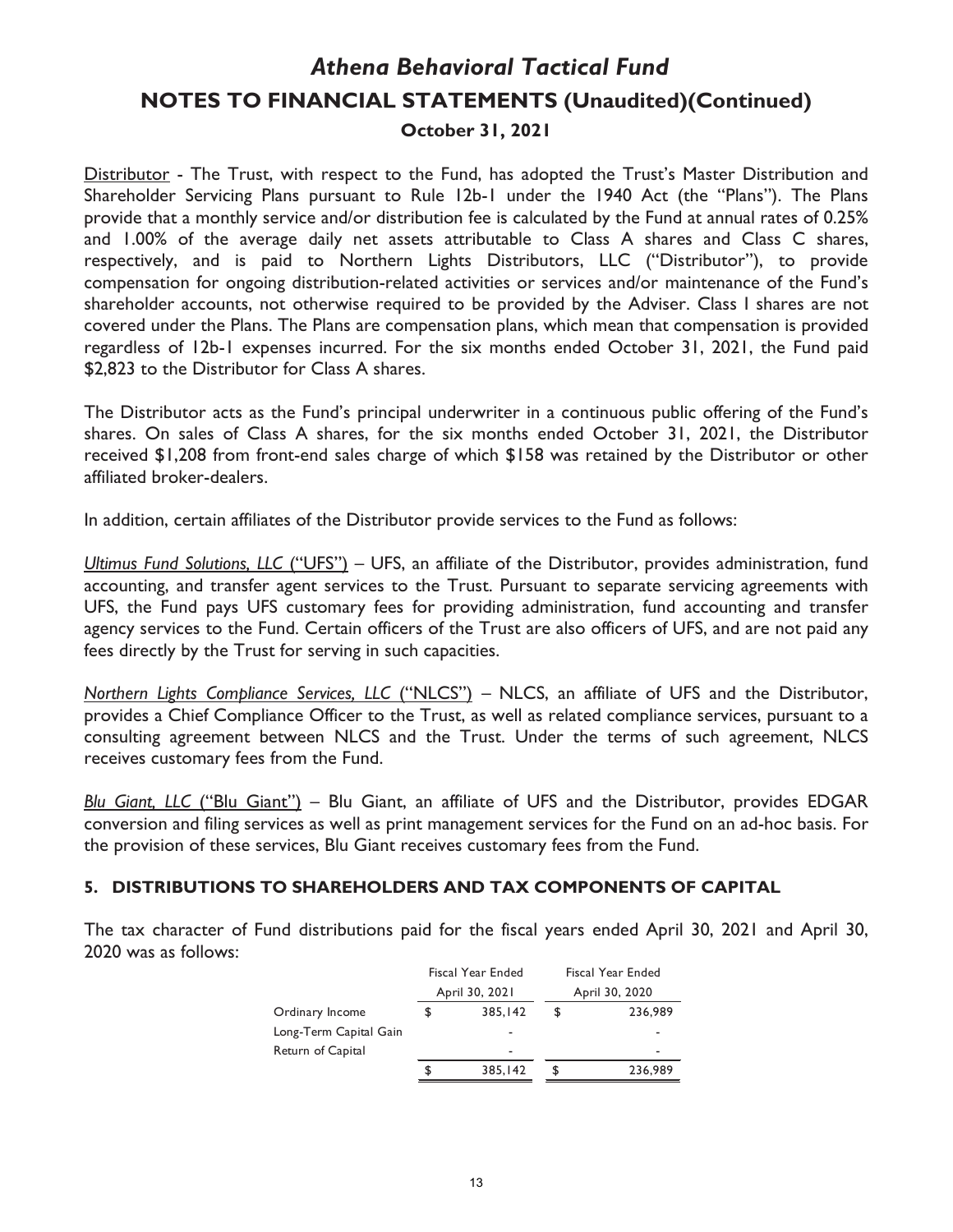<u>Distributor</u> - The Trust, with respect to the Fund, has adopted the Trust's Master Distribution and Shareholder Servicing Plans pursuant to Rule 12b-1 under the 1940 Act (the "Plans"). The Plans provide that a monthly service and/or distribution fee is calculated by the Fund at annual rates of 0.25% and 1.00% of the average daily net assets attributable to Class A shares and Class C shares, respectively, and is paid to Northern Lights Distributors, LLC ("Distributor"), to provide compensation for ongoing distribution-related activities or services and/or maintenance of the Fund's shareholder accounts, not otherwise required to be provided by the Adviser. Class I shares are not covered under the Plans. The Plans are compensation plans, which mean that compensation is provided regardless of 12b-1 expenses incurred. For the six months ended October 31, 2021, the Fund paid $2,823 to the Distributor for Class A shares.

The Distributor acts as the Fund's principal underwriter in a continuous public offering of the Fund's shares. On sales of Class A shares, for the six months ended October 31, 2021, the Distributor received $1,208 from front-end sales charge of which $158 was retained by the Distributor or other affiliated broker-dealers.

In addition, certain affiliates of the Distributor provide services to the Fund as follows:

<u>*Ultimus Fund Solutions, LLC* ("UFS")</u> – UFS, an affiliate of the Distributor, provides administration, fund accounting, and transfer agent services to the Trust. Pursuant to separate servicing agreements with UFS, the Fund pays UFS customary fees for providing administration, fund accounting and transfer agency services to the Fund. Certain officers of the Trust are also officers of UFS, and are not paid any fees directly by the Trust for serving in such capacities.

<u>*Northern Lights Compliance Services, LLC* ("NLCS")</u> – NLCS, an affiliate of UFS and the Distributor, provides a Chief Compliance Officer to the Trust, as well as related compliance services, pursuant to a consulting agreement between NLCS and the Trust. Under the terms of such agreement, NLCS receives customary fees from the Fund.

<u>*Blu Giant, LLC* ("Blu Giant")</u> – Blu Giant, an affiliate of UFS and the Distributor, provides EDGAR conversion and filing services as well as print management services for the Fund on an ad-hoc basis. For the provision of these services, Blu Giant receives customary fees from the Fund.

## 5. DISTRIBUTIONS TO SHAREHOLDERS AND TAX COMPONENTS OF CAPITAL

The tax character of Fund distributions paid for the fiscal years ended April 30, 2021 and April 30, 2020 was as follows:

| | Fiscal Year Ended April 30, 2021 | Fiscal Year Ended April 30, 2020 |
|---|---|---|
| Ordinary Income | $ 385,142 | $ 236,989 |
| Long-Term Capital Gain | - | - |
| Return of Capital | - | - |
| | $ 385,142 | $ 236,989 |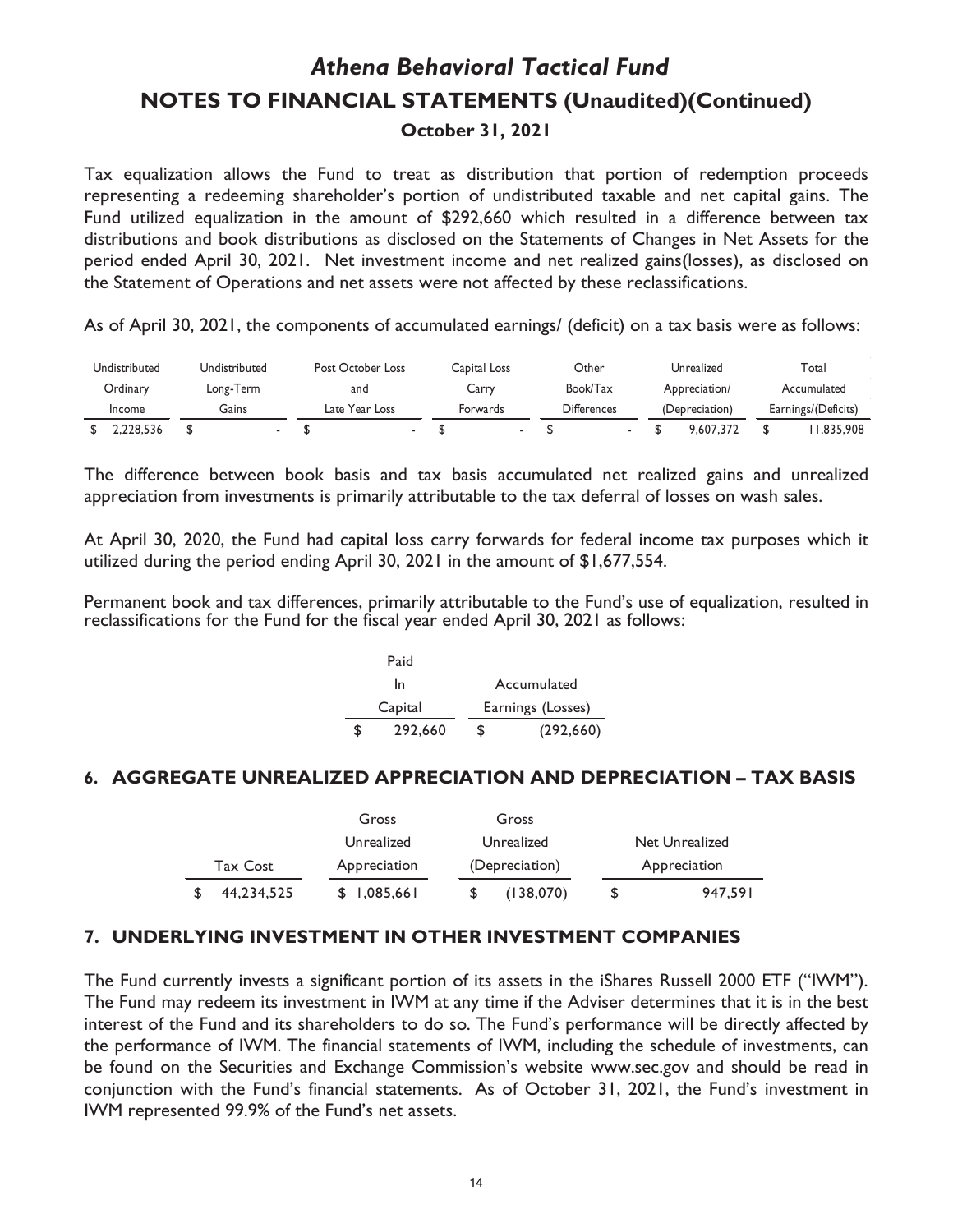# *Athena Behavioral Tactical Fund*

## NOTES TO FINANCIAL STATEMENTS (Unaudited)(Continued)

### October 31, 2021

Tax equalization allows the Fund to treat as distribution that portion of redemption proceeds representing a redeeming shareholder's portion of undistributed taxable and net capital gains. The Fund utilized equalization in the amount of $292,660 which resulted in a difference between tax distributions and book distributions as disclosed on the Statements of Changes in Net Assets for the period ended April 30, 2021. Net investment income and net realized gains(losses), as disclosed on the Statement of Operations and net assets were not affected by these reclassifications.

As of April 30, 2021, the components of accumulated earnings/ (deficit) on a tax basis were as follows:

| Undistributed Ordinary Income | Undistributed Long-Term Gains | Post October Loss and Late Year Loss | Capital Loss Carry Forwards | Other Book/Tax Differences | Unrealized Appreciation/ (Depreciation) | Total Accumulated Earnings/(Deficits) |
|---|---|---|---|---|---|---|
| $ 2,228,536 | $ - | $ - | $ - | $ - | $ 9,607,372 | $ 11,835,908 |

The difference between book basis and tax basis accumulated net realized gains and unrealized appreciation from investments is primarily attributable to the tax deferral of losses on wash sales.

At April 30, 2020, the Fund had capital loss carry forwards for federal income tax purposes which it utilized during the period ending April 30, 2021 in the amount of $1,677,554.

Permanent book and tax differences, primarily attributable to the Fund's use of equalization, resulted in reclassifications for the Fund for the fiscal year ended April 30, 2021 as follows:

| Paid In Capital | Accumulated Earnings (Losses) |
|---|---|
| $ 292,660 | $ (292,660) |

### 6. AGGREGATE UNREALIZED APPRECIATION AND DEPRECIATION – TAX BASIS

| Tax Cost | Gross Unrealized Appreciation | Gross Unrealized (Depreciation) | Net Unrealized Appreciation |
|---|---|---|---|
| $ 44,234,525 | $ 1,085,661 | $ (138,070) | $ 947,591 |

### 7. UNDERLYING INVESTMENT IN OTHER INVESTMENT COMPANIES

The Fund currently invests a significant portion of its assets in the iShares Russell 2000 ETF ("IWM"). The Fund may redeem its investment in IWM at any time if the Adviser determines that it is in the best interest of the Fund and its shareholders to do so. The Fund's performance will be directly affected by the performance of IWM. The financial statements of IWM, including the schedule of investments, can be found on the Securities and Exchange Commission's website www.sec.gov and should be read in conjunction with the Fund's financial statements. As of October 31, 2021, the Fund's investment in IWM represented 99.9% of the Fund's net assets.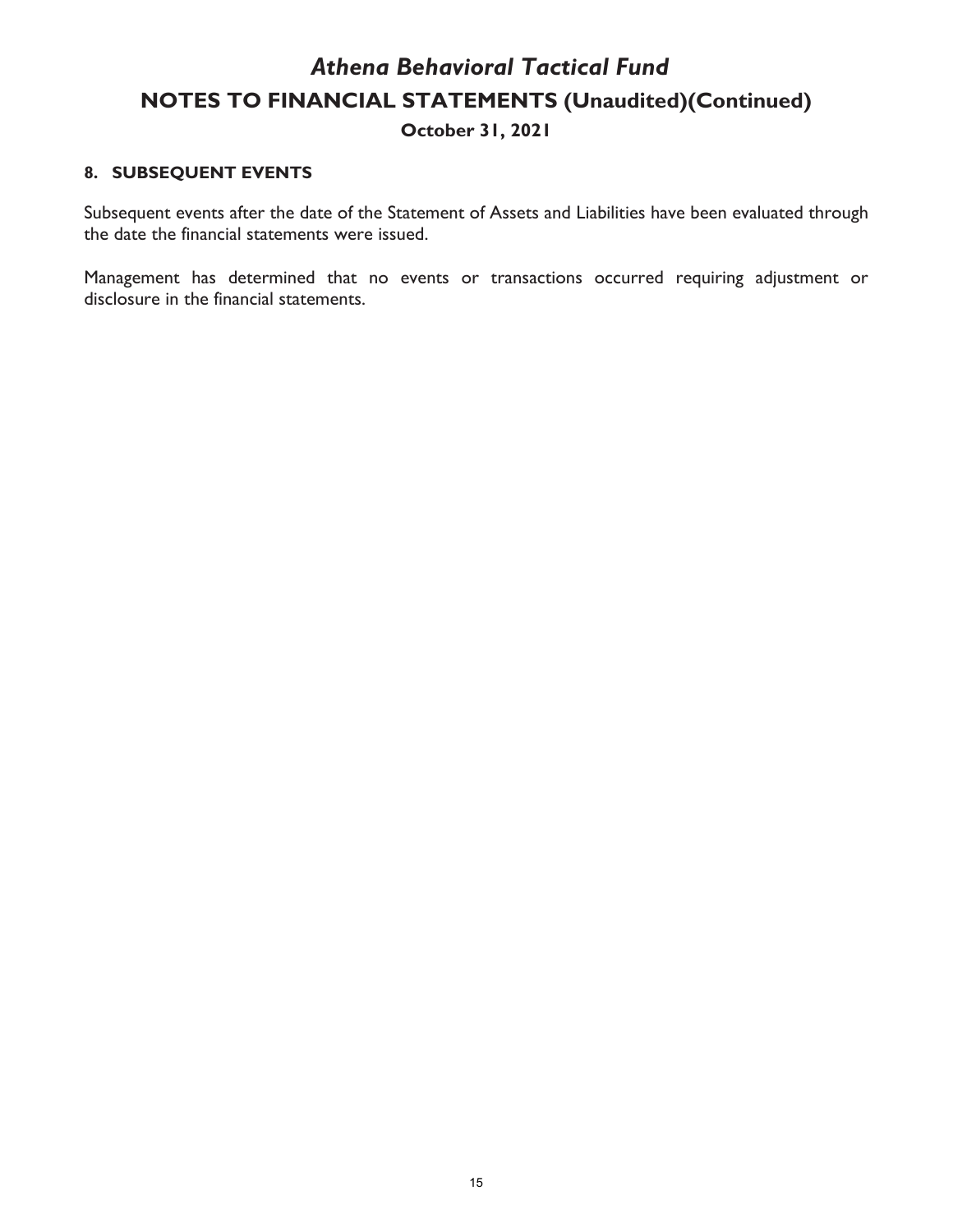# *Athena Behavioral Tactical Fund*

## NOTES TO FINANCIAL STATEMENTS (Unaudited)(Continued)

### October 31, 2021

**8. SUBSEQUENT EVENTS**

Subsequent events after the date of the Statement of Assets and Liabilities have been evaluated through the date the financial statements were issued.

Management has determined that no events or transactions occurred requiring adjustment or disclosure in the financial statements.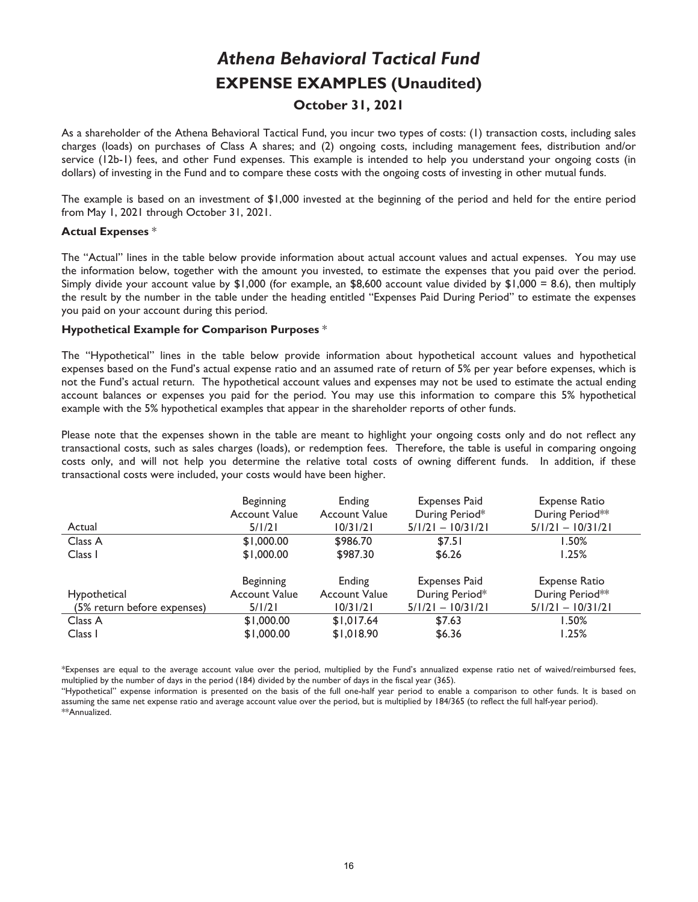# *Athena Behavioral Tactical Fund*

## EXPENSE EXAMPLES (Unaudited)

### October 31, 2021

As a shareholder of the Athena Behavioral Tactical Fund, you incur two types of costs: (1) transaction costs, including sales charges (loads) on purchases of Class A shares; and (2) ongoing costs, including management fees, distribution and/or service (12b-1) fees, and other Fund expenses. This example is intended to help you understand your ongoing costs (in dollars) of investing in the Fund and to compare these costs with the ongoing costs of investing in other mutual funds.

The example is based on an investment of $1,000 invested at the beginning of the period and held for the entire period from May 1, 2021 through October 31, 2021.

**Actual Expenses** *

The "Actual" lines in the table below provide information about actual account values and actual expenses. You may use the information below, together with the amount you invested, to estimate the expenses that you paid over the period. Simply divide your account value by $1,000 (for example, an $8,600 account value divided by $1,000 = 8.6), then multiply the result by the number in the table under the heading entitled "Expenses Paid During Period" to estimate the expenses you paid on your account during this period.

**Hypothetical Example for Comparison Purposes** *

The "Hypothetical" lines in the table below provide information about hypothetical account values and hypothetical expenses based on the Fund's actual expense ratio and an assumed rate of return of 5% per year before expenses, which is not the Fund's actual return. The hypothetical account values and expenses may not be used to estimate the actual ending account balances or expenses you paid for the period. You may use this information to compare this 5% hypothetical example with the 5% hypothetical examples that appear in the shareholder reports of other funds.

Please note that the expenses shown in the table are meant to highlight your ongoing costs only and do not reflect any transactional costs, such as sales charges (loads), or redemption fees. Therefore, the table is useful in comparing ongoing costs only, and will not help you determine the relative total costs of owning different funds. In addition, if these transactional costs were included, your costs would have been higher.

| Actual | Beginning Account Value 5/1/21 | Ending Account Value 10/31/21 | Expenses Paid During Period* 5/1/21 – 10/31/21 | Expense Ratio During Period** 5/1/21 – 10/31/21 |
|---|---|---|---|---|
| Class A | $1,000.00 | $986.70 | $7.51 | 1.50% |
| Class I | $1,000.00 | $987.30 | $6.26 | 1.25% |
| **Hypothetical (5% return before expenses)** | **Beginning Account Value 5/1/21** | **Ending Account Value 10/31/21** | **Expenses Paid During Period* 5/1/21 – 10/31/21** | **Expense Ratio During Period** 5/1/21 – 10/31/21** |
| Class A | $1,000.00 | $1,017.64 | $7.63 | 1.50% |
| Class I | $1,000.00 | $1,018.90 | $6.36 | 1.25% |

*Expenses are equal to the average account value over the period, multiplied by the Fund's annualized expense ratio net of waived/reimbursed fees, multiplied by the number of days in the period (184) divided by the number of days in the fiscal year (365).

"Hypothetical" expense information is presented on the basis of the full one-half year period to enable a comparison to other funds. It is based on assuming the same net expense ratio and average account value over the period, but is multiplied by 184/365 (to reflect the full half-year period).

**Annualized.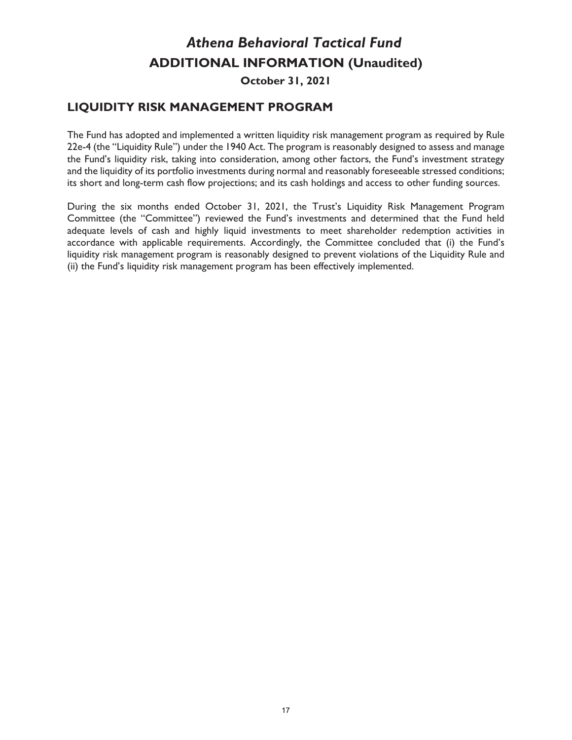# *Athena Behavioral Tactical Fund*

## ADDITIONAL INFORMATION (Unaudited)

**October 31, 2021**

## LIQUIDITY RISK MANAGEMENT PROGRAM

The Fund has adopted and implemented a written liquidity risk management program as required by Rule 22e-4 (the "Liquidity Rule") under the 1940 Act. The program is reasonably designed to assess and manage the Fund's liquidity risk, taking into consideration, among other factors, the Fund's investment strategy and the liquidity of its portfolio investments during normal and reasonably foreseeable stressed conditions; its short and long-term cash flow projections; and its cash holdings and access to other funding sources.

During the six months ended October 31, 2021, the Trust's Liquidity Risk Management Program Committee (the "Committee") reviewed the Fund's investments and determined that the Fund held adequate levels of cash and highly liquid investments to meet shareholder redemption activities in accordance with applicable requirements. Accordingly, the Committee concluded that (i) the Fund's liquidity risk management program is reasonably designed to prevent violations of the Liquidity Rule and (ii) the Fund's liquidity risk management program has been effectively implemented.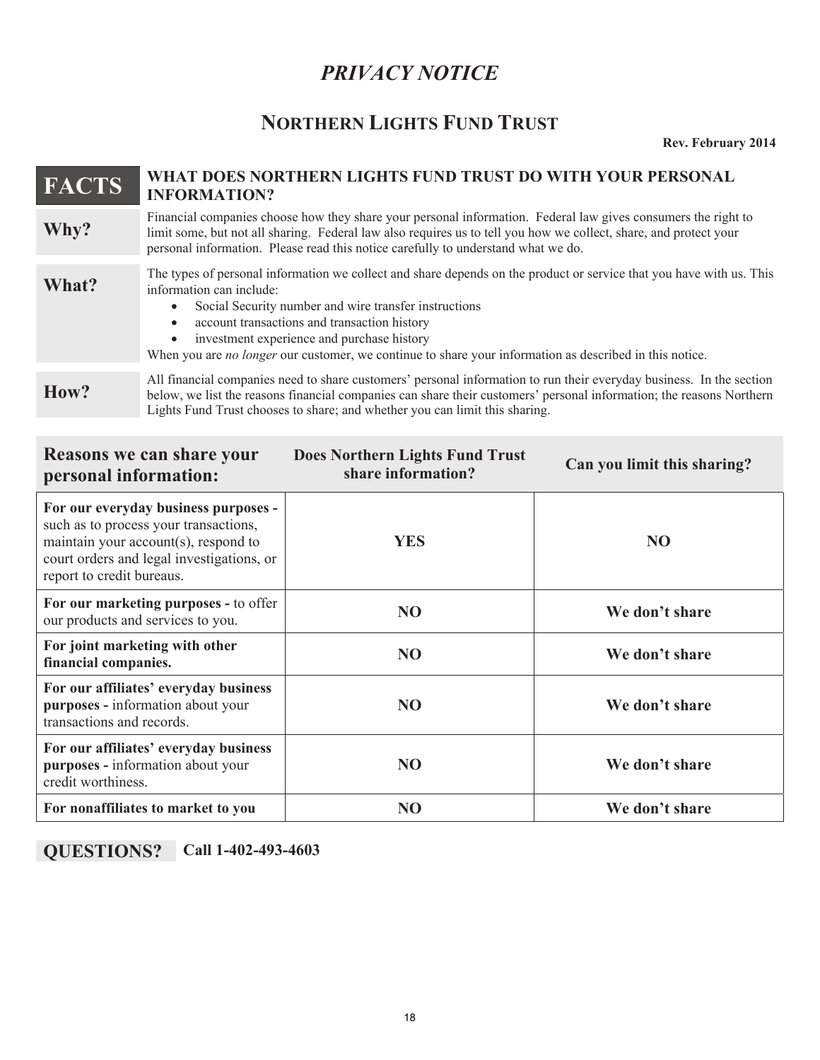# *PRIVACY NOTICE*

## NORTHERN LIGHTS FUND TRUST

**Rev. February 2014**

| | |
|---|---|
| **FACTS** | **WHAT DOES NORTHERN LIGHTS FUND TRUST DO WITH YOUR PERSONAL INFORMATION?** |
| **Why?** | Financial companies choose how they share your personal information. Federal law gives consumers the right to limit some, but not all sharing. Federal law also requires us to tell you how we collect, share, and protect your personal information. Please read this notice carefully to understand what we do. |
| **What?** | The types of personal information we collect and share depends on the product or service that you have with us. This information can include: • Social Security number and wire transfer instructions • account transactions and transaction history • investment experience and purchase history When you are *no longer* our customer, we continue to share your information as described in this notice. |
| **How?** | All financial companies need to share customers' personal information to run their everyday business. In the section below, we list the reasons financial companies can share their customers' personal information; the reasons Northern Lights Fund Trust chooses to share; and whether you can limit this sharing. |

| Reasons we can share your personal information: | Does Northern Lights Fund Trust share information? | Can you limit this sharing? |
|---|---|---|
| **For our everyday business purposes -** such as to process your transactions, maintain your account(s), respond to court orders and legal investigations, or report to credit bureaus. | **YES** | **NO** |
| **For our marketing purposes -** to offer our products and services to you. | **NO** | **We don't share** |
| **For joint marketing with other financial companies.** | **NO** | **We don't share** |
| **For our affiliates' everyday business purposes -** information about your transactions and records. | **NO** | **We don't share** |
| **For our affiliates' everyday business purposes -** information about your credit worthiness. | **NO** | **We don't share** |
| **For nonaffiliates to market to you** | **NO** | **We don't share** |

**QUESTIONS?** **Call 1-402-493-4603**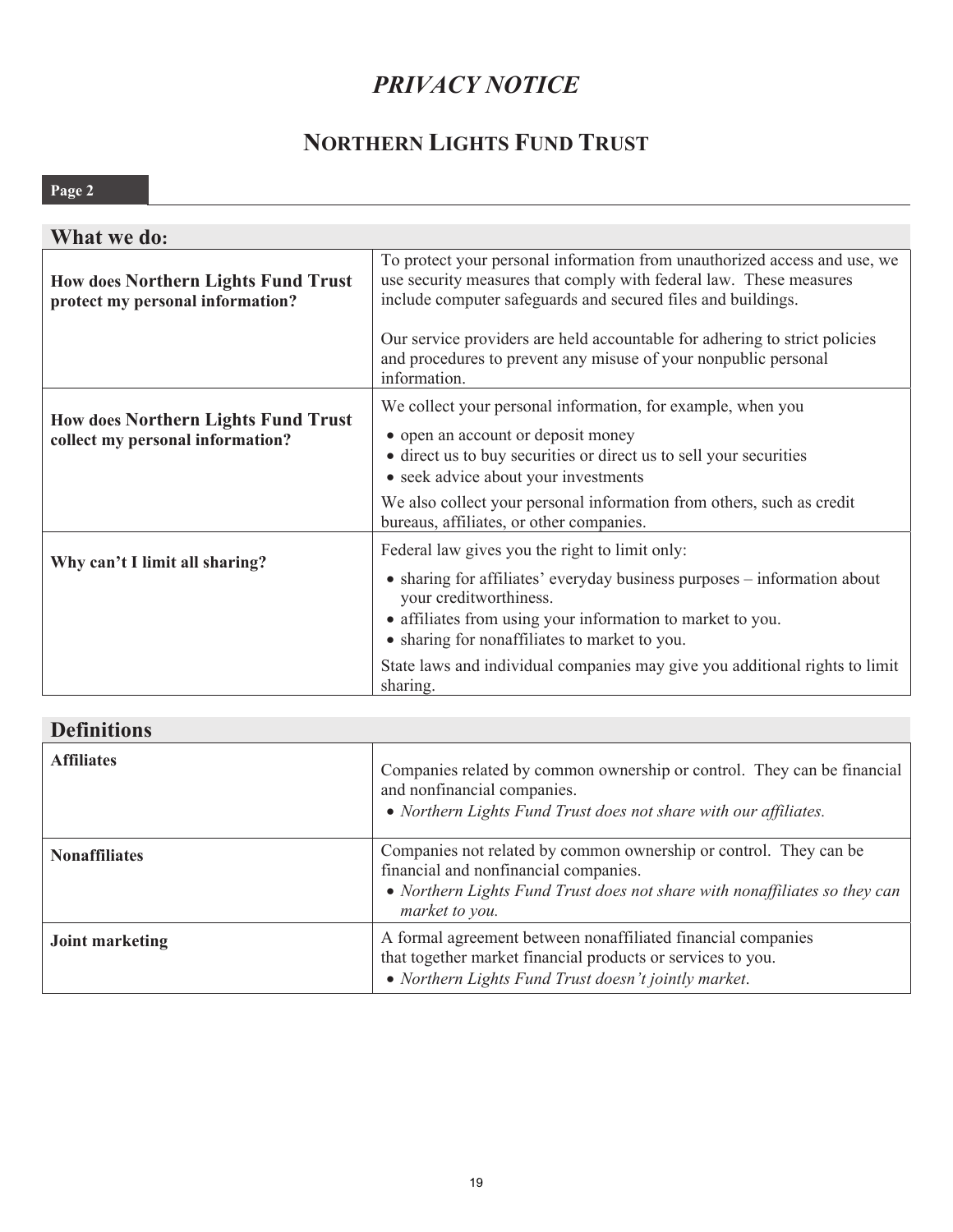# *PRIVACY NOTICE*

## NORTHERN LIGHTS FUND TRUST

**Page 2**

| What we do: | |
|---|---|
| **How does Northern Lights Fund Trust protect my personal information?** | To protect your personal information from unauthorized access and use, we use security measures that comply with federal law. These measures include computer safeguards and secured files and buildings.<br><br>Our service providers are held accountable for adhering to strict policies and procedures to prevent any misuse of your nonpublic personal information. |
| **How does Northern Lights Fund Trust collect my personal information?** | We collect your personal information, for example, when you<br>• open an account or deposit money<br>• direct us to buy securities or direct us to sell your securities<br>• seek advice about your investments<br>We also collect your personal information from others, such as credit bureaus, affiliates, or other companies. |
| **Why can't I limit all sharing?** | Federal law gives you the right to limit only:<br>• sharing for affiliates' everyday business purposes – information about your creditworthiness.<br>• affiliates from using your information to market to you.<br>• sharing for nonaffiliates to market to you.<br>State laws and individual companies may give you additional rights to limit sharing. |

| Definitions | |
|---|---|
| **Affiliates** | Companies related by common ownership or control. They can be financial and nonfinancial companies.<br>• *Northern Lights Fund Trust does not share with our affiliates.* |
| **Nonaffiliates** | Companies not related by common ownership or control. They can be financial and nonfinancial companies.<br>• *Northern Lights Fund Trust does not share with nonaffiliates so they can market to you.* |
| **Joint marketing** | A formal agreement between nonaffiliated financial companies that together market financial products or services to you.<br>• *Northern Lights Fund Trust doesn't jointly market.* |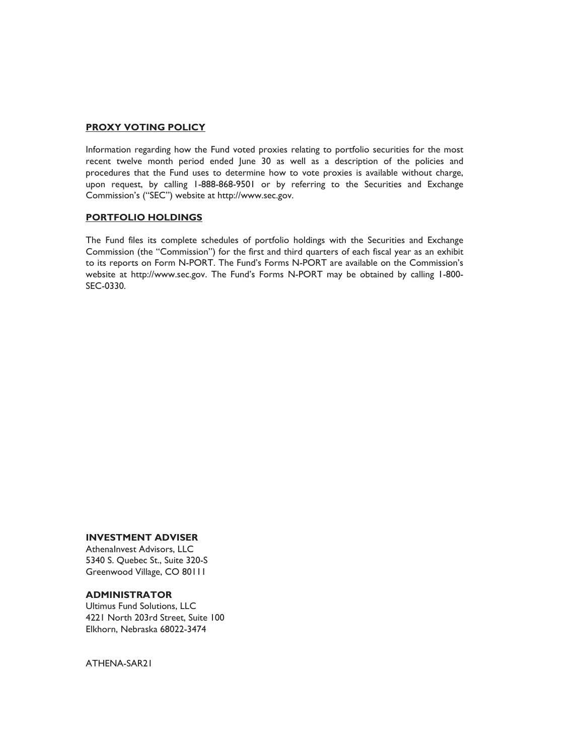## PROXY VOTING POLICY

Information regarding how the Fund voted proxies relating to portfolio securities for the most recent twelve month period ended June 30 as well as a description of the policies and procedures that the Fund uses to determine how to vote proxies is available without charge, upon request, by calling 1-888-868-9501 or by referring to the Securities and Exchange Commission's ("SEC") website at http://www.sec.gov.

## PORTFOLIO HOLDINGS

The Fund files its complete schedules of portfolio holdings with the Securities and Exchange Commission (the "Commission") for the first and third quarters of each fiscal year as an exhibit to its reports on Form N-PORT. The Fund's Forms N-PORT are available on the Commission's website at http://www.sec.gov. The Fund's Forms N-PORT may be obtained by calling 1-800-SEC-0330.

**INVESTMENT ADVISER**
AthenaInvest Advisors, LLC
5340 S. Quebec St., Suite 320-S
Greenwood Village, CO 80111

**ADMINISTRATOR**
Ultimus Fund Solutions, LLC
4221 North 203rd Street, Suite 100
Elkhorn, Nebraska 68022-3474

ATHENA-SAR21